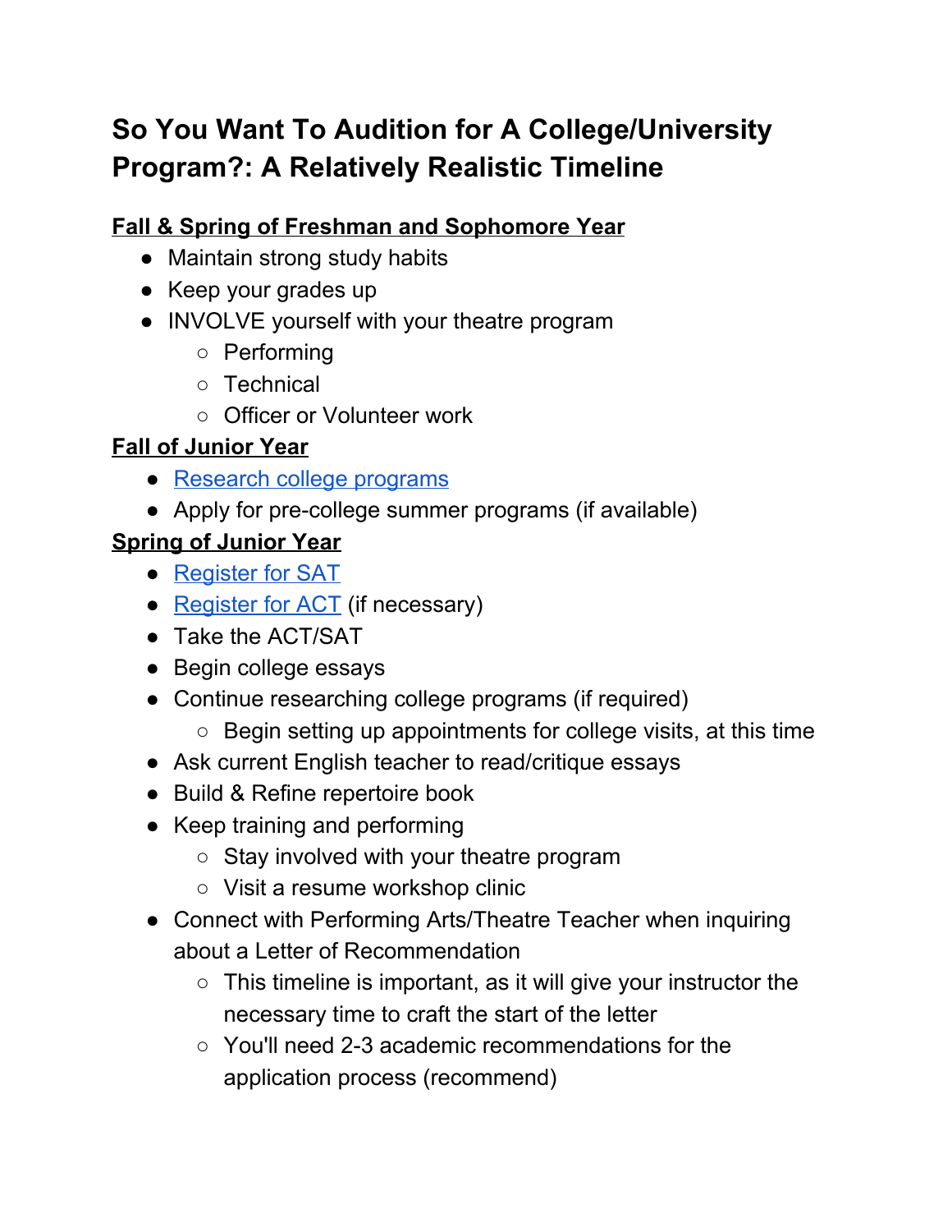# So You Want To Audition for A College/University Program?: A Relatively Realistic Timeline

**Fall & Spring of Freshman and Sophomore Year**

- Maintain strong study habits
- Keep your grades up
- INVOLVE yourself with your theatre program
  - Performing
  - Technical
  - Officer or Volunteer work

**Fall of Junior Year**

- Research college programs
- Apply for pre-college summer programs (if available)

**Spring of Junior Year**

- Register for SAT
- Register for ACT (if necessary)
- Take the ACT/SAT
- Begin college essays
- Continue researching college programs (if required)
  - Begin setting up appointments for college visits, at this time
- Ask current English teacher to read/critique essays
- Build & Refine repertoire book
- Keep training and performing
  - Stay involved with your theatre program
  - Visit a resume workshop clinic
- Connect with Performing Arts/Theatre Teacher when inquiring about a Letter of Recommendation
  - This timeline is important, as it will give your instructor the necessary time to craft the start of the letter
  - You'll need 2-3 academic recommendations for the application process (recommend)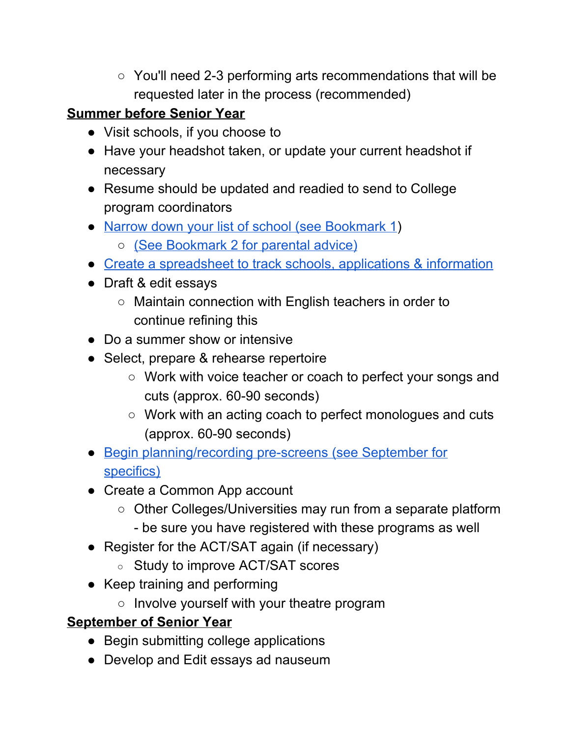- You'll need 2-3 performing arts recommendations that will be requested later in the process (recommended)

**<u>Summer before Senior Year</u>**

- Visit schools, if you choose to
- Have your headshot taken, or update your current headshot if necessary
- Resume should be updated and readied to send to College program coordinators
- Narrow down your list of school (see Bookmark 1)
    - (See Bookmark 2 for parental advice)
- Create a spreadsheet to track schools, applications & information
- Draft & edit essays
    - Maintain connection with English teachers in order to continue refining this
- Do a summer show or intensive
- Select, prepare & rehearse repertoire
    - Work with voice teacher or coach to perfect your songs and cuts (approx. 60-90 seconds)
    - Work with an acting coach to perfect monologues and cuts (approx. 60-90 seconds)
- Begin planning/recording pre-screens (see September for specifics)
- Create a Common App account
    - Other Colleges/Universities may run from a separate platform - be sure you have registered with these programs as well
- Register for the ACT/SAT again (if necessary)
    - Study to improve ACT/SAT scores
- Keep training and performing
    - Involve yourself with your theatre program

**<u>September of Senior Year</u>**

- Begin submitting college applications
- Develop and Edit essays ad nauseum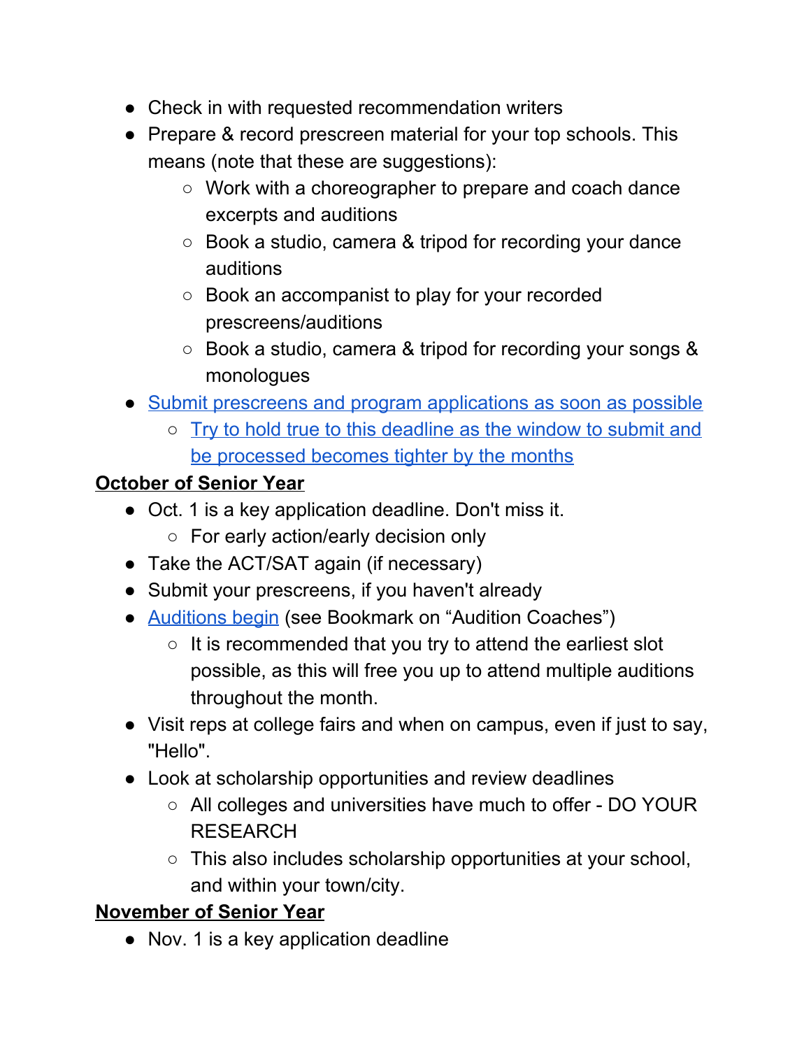- Check in with requested recommendation writers
- Prepare & record prescreen material for your top schools. This means (note that these are suggestions):
    - Work with a choreographer to prepare and coach dance excerpts and auditions
    - Book a studio, camera & tripod for recording your dance auditions
    - Book an accompanist to play for your recorded prescreens/auditions
    - Book a studio, camera & tripod for recording your songs & monologues
- Submit prescreens and program applications as soon as possible
    - Try to hold true to this deadline as the window to submit and be processed becomes tighter by the months

**October of Senior Year**

- Oct. 1 is a key application deadline. Don't miss it.
    - For early action/early decision only
- Take the ACT/SAT again (if necessary)
- Submit your prescreens, if you haven't already
- Auditions begin (see Bookmark on "Audition Coaches")
    - It is recommended that you try to attend the earliest slot possible, as this will free you up to attend multiple auditions throughout the month.
- Visit reps at college fairs and when on campus, even if just to say, "Hello".
- Look at scholarship opportunities and review deadlines
    - All colleges and universities have much to offer - DO YOUR RESEARCH
    - This also includes scholarship opportunities at your school, and within your town/city.

**November of Senior Year**

- Nov. 1 is a key application deadline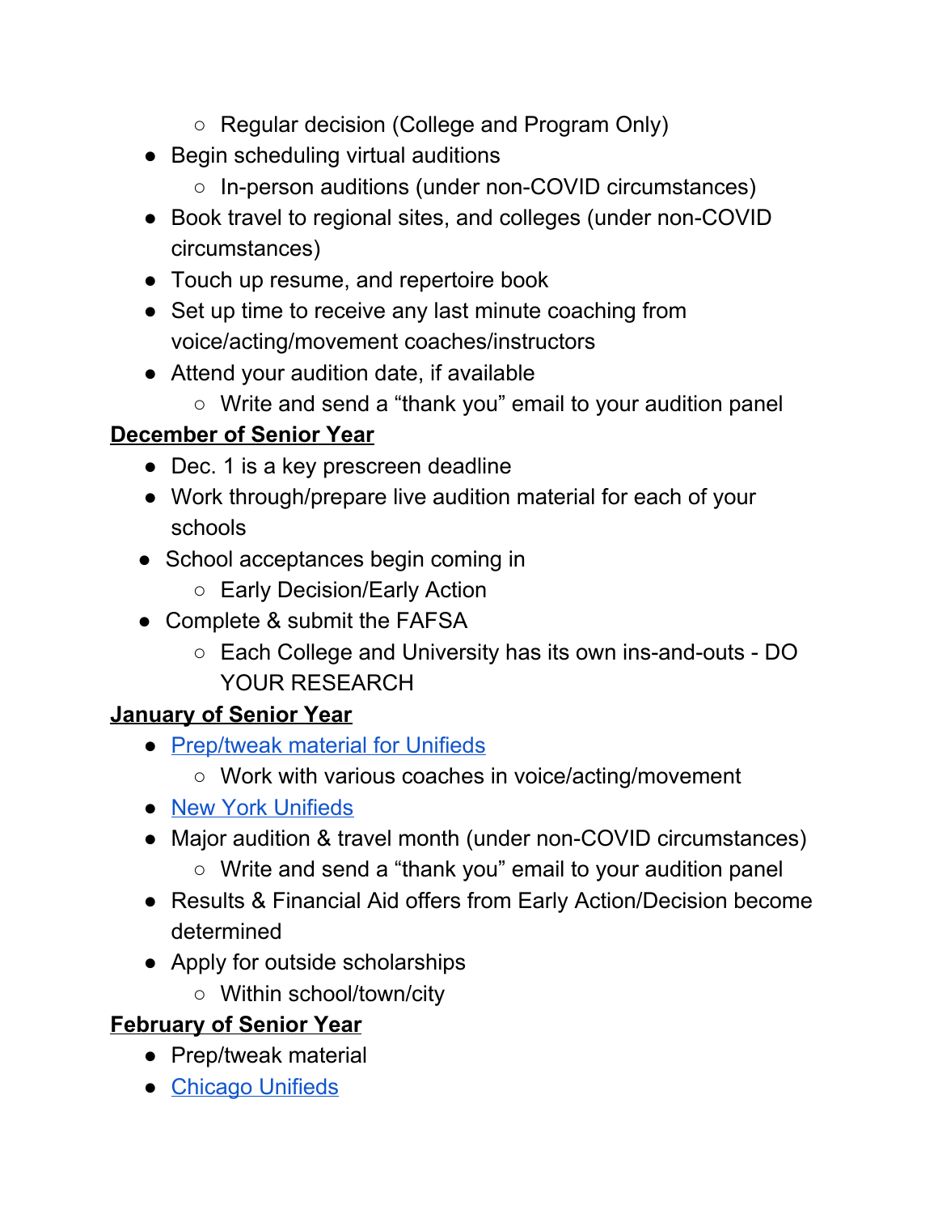- Regular decision (College and Program Only)
- Begin scheduling virtual auditions
    - In-person auditions (under non-COVID circumstances)
- Book travel to regional sites, and colleges (under non-COVID circumstances)
- Touch up resume, and repertoire book
- Set up time to receive any last minute coaching from voice/acting/movement coaches/instructors
- Attend your audition date, if available
    - Write and send a "thank you" email to your audition panel

**December of Senior Year**

- Dec. 1 is a key prescreen deadline
- Work through/prepare live audition material for each of your schools
- School acceptances begin coming in
    - Early Decision/Early Action
- Complete & submit the FAFSA
    - Each College and University has its own ins-and-outs - DO YOUR RESEARCH

**January of Senior Year**

- Prep/tweak material for Unifieds
    - Work with various coaches in voice/acting/movement
- New York Unifieds
- Major audition & travel month (under non-COVID circumstances)
    - Write and send a "thank you" email to your audition panel
- Results & Financial Aid offers from Early Action/Decision become determined
- Apply for outside scholarships
    - Within school/town/city

**February of Senior Year**

- Prep/tweak material
- Chicago Unifieds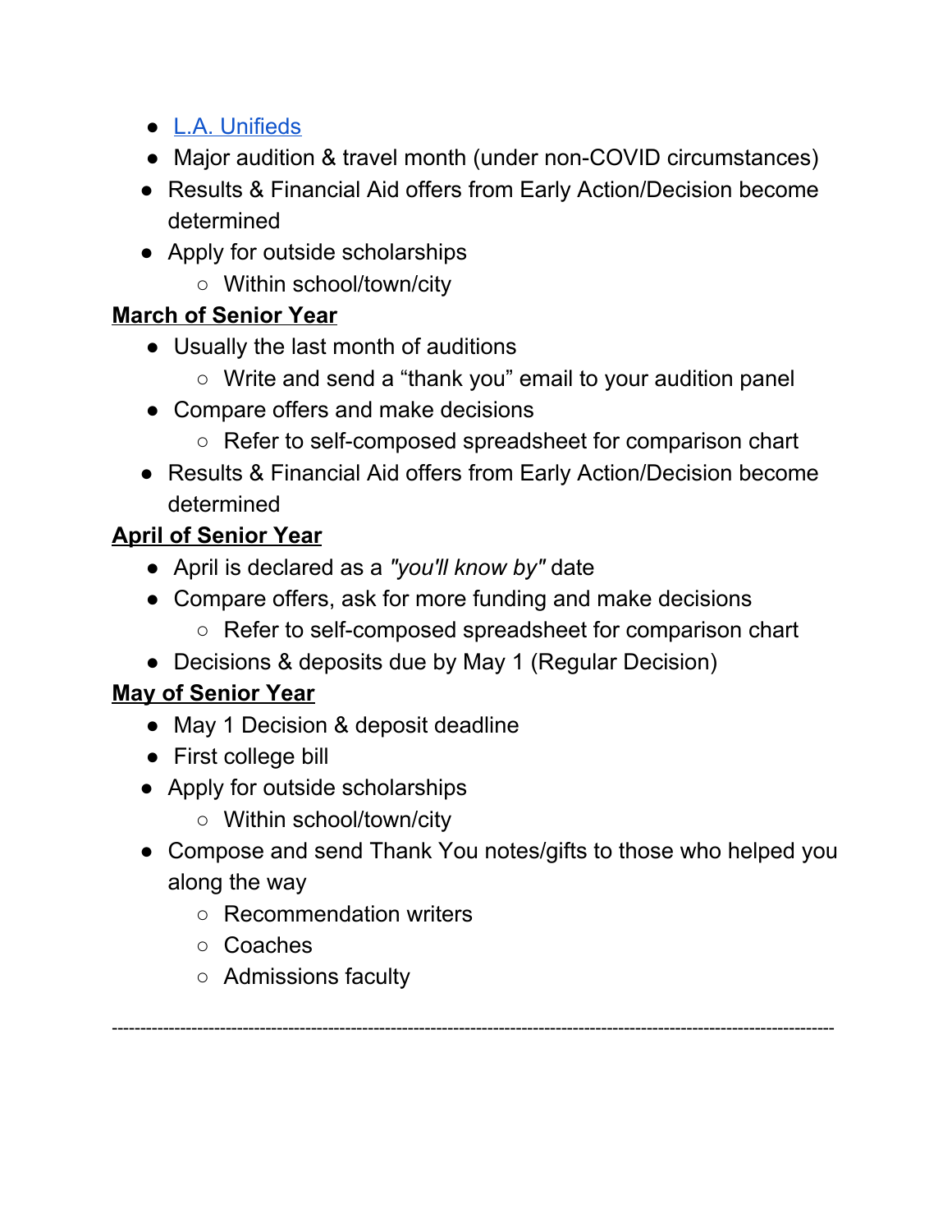- [L.A. Unifieds]()
- Major audition & travel month (under non-COVID circumstances)
- Results & Financial Aid offers from Early Action/Decision become determined
- Apply for outside scholarships
    - Within school/town/city

**<u>March of Senior Year</u>**

- Usually the last month of auditions
    - Write and send a "thank you" email to your audition panel
- Compare offers and make decisions
    - Refer to self-composed spreadsheet for comparison chart
- Results & Financial Aid offers from Early Action/Decision become determined

**<u>April of Senior Year</u>**

- April is declared as a *"you'll know by"* date
- Compare offers, ask for more funding and make decisions
    - Refer to self-composed spreadsheet for comparison chart
- Decisions & deposits due by May 1 (Regular Decision)

**<u>May of Senior Year</u>**

- May 1 Decision & deposit deadline
- First college bill
- Apply for outside scholarships
    - Within school/town/city
- Compose and send Thank You notes/gifts to those who helped you along the way
    - Recommendation writers
    - Coaches
    - Admissions faculty

---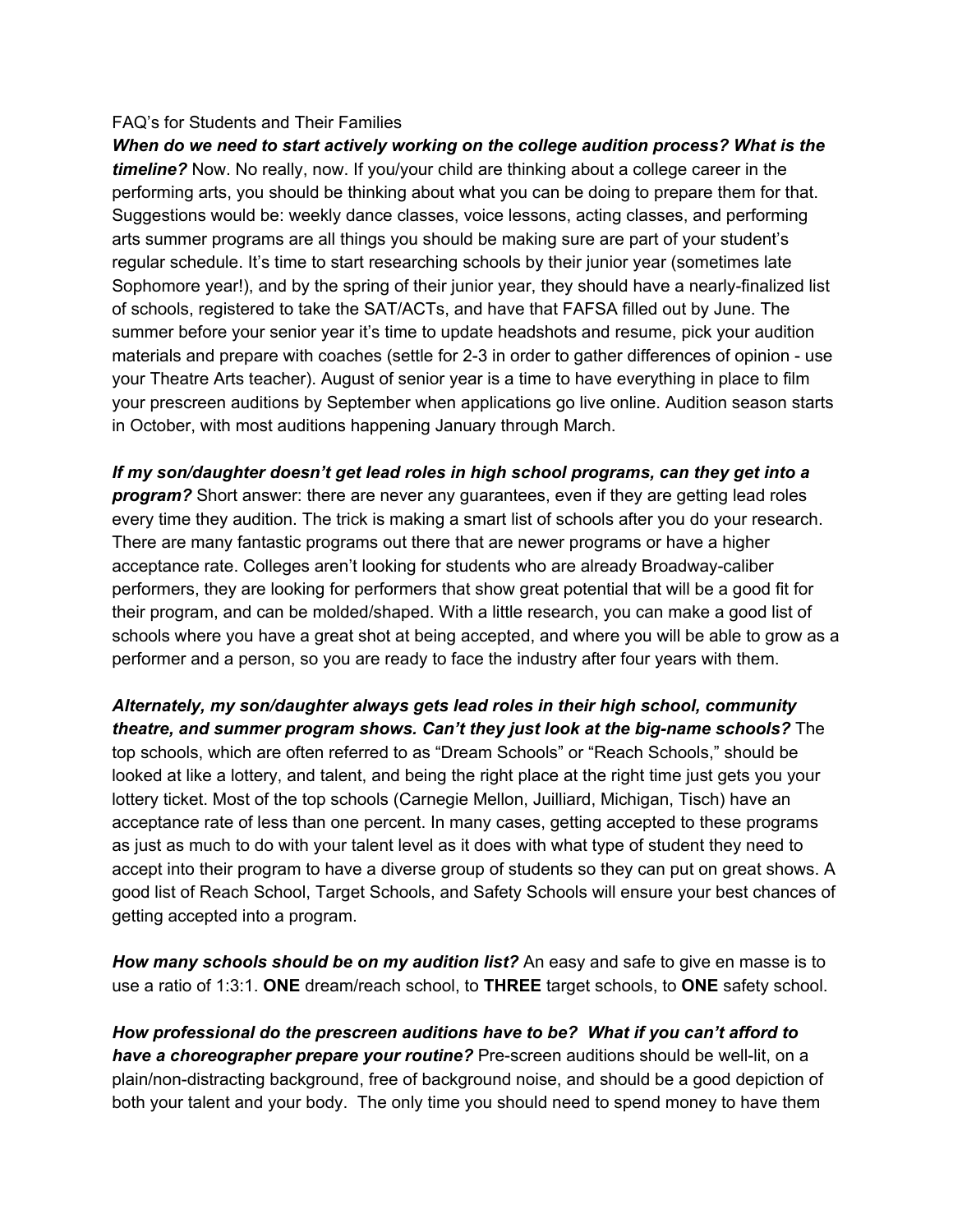FAQ's for Students and Their Families

***When do we need to start actively working on the college audition process? What is the timeline?*** Now. No really, now. If you/your child are thinking about a college career in the performing arts, you should be thinking about what you can be doing to prepare them for that. Suggestions would be: weekly dance classes, voice lessons, acting classes, and performing arts summer programs are all things you should be making sure are part of your student's regular schedule. It's time to start researching schools by their junior year (sometimes late Sophomore year!), and by the spring of their junior year, they should have a nearly-finalized list of schools, registered to take the SAT/ACTs, and have that FAFSA filled out by June. The summer before your senior year it's time to update headshots and resume, pick your audition materials and prepare with coaches (settle for 2-3 in order to gather differences of opinion - use your Theatre Arts teacher). August of senior year is a time to have everything in place to film your prescreen auditions by September when applications go live online. Audition season starts in October, with most auditions happening January through March.

***If my son/daughter doesn't get lead roles in high school programs, can they get into a program?*** Short answer: there are never any guarantees, even if they are getting lead roles every time they audition. The trick is making a smart list of schools after you do your research. There are many fantastic programs out there that are newer programs or have a higher acceptance rate. Colleges aren't looking for students who are already Broadway-caliber performers, they are looking for performers that show great potential that will be a good fit for their program, and can be molded/shaped. With a little research, you can make a good list of schools where you have a great shot at being accepted, and where you will be able to grow as a performer and a person, so you are ready to face the industry after four years with them.

***Alternately, my son/daughter always gets lead roles in their high school, community theatre, and summer program shows. Can't they just look at the big-name schools?*** The top schools, which are often referred to as "Dream Schools" or "Reach Schools," should be looked at like a lottery, and talent, and being the right place at the right time just gets you your lottery ticket. Most of the top schools (Carnegie Mellon, Juilliard, Michigan, Tisch) have an acceptance rate of less than one percent. In many cases, getting accepted to these programs as just as much to do with your talent level as it does with what type of student they need to accept into their program to have a diverse group of students so they can put on great shows. A good list of Reach School, Target Schools, and Safety Schools will ensure your best chances of getting accepted into a program.

***How many schools should be on my audition list?*** An easy and safe to give en masse is to use a ratio of 1:3:1. **ONE** dream/reach school, to **THREE** target schools, to **ONE** safety school.

***How professional do the prescreen auditions have to be? What if you can't afford to have a choreographer prepare your routine?*** Pre-screen auditions should be well-lit, on a plain/non-distracting background, free of background noise, and should be a good depiction of both your talent and your body. The only time you should need to spend money to have them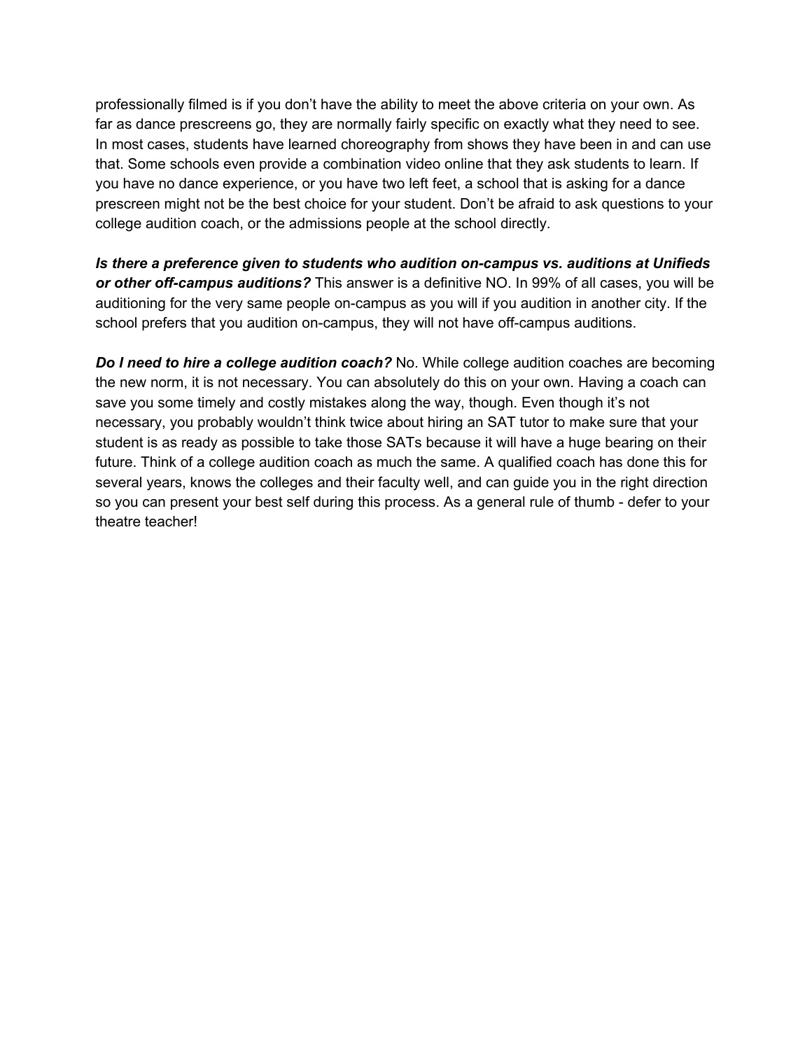professionally filmed is if you don't have the ability to meet the above criteria on your own. As far as dance prescreens go, they are normally fairly specific on exactly what they need to see. In most cases, students have learned choreography from shows they have been in and can use that. Some schools even provide a combination video online that they ask students to learn. If you have no dance experience, or you have two left feet, a school that is asking for a dance prescreen might not be the best choice for your student. Don't be afraid to ask questions to your college audition coach, or the admissions people at the school directly.

***Is there a preference given to students who audition on-campus vs. auditions at Unifieds or other off-campus auditions?*** This answer is a definitive NO. In 99% of all cases, you will be auditioning for the very same people on-campus as you will if you audition in another city. If the school prefers that you audition on-campus, they will not have off-campus auditions.

***Do I need to hire a college audition coach?*** No. While college audition coaches are becoming the new norm, it is not necessary. You can absolutely do this on your own. Having a coach can save you some timely and costly mistakes along the way, though. Even though it's not necessary, you probably wouldn't think twice about hiring an SAT tutor to make sure that your student is as ready as possible to take those SATs because it will have a huge bearing on their future. Think of a college audition coach as much the same. A qualified coach has done this for several years, knows the colleges and their faculty well, and can guide you in the right direction so you can present your best self during this process. As a general rule of thumb - defer to your theatre teacher!